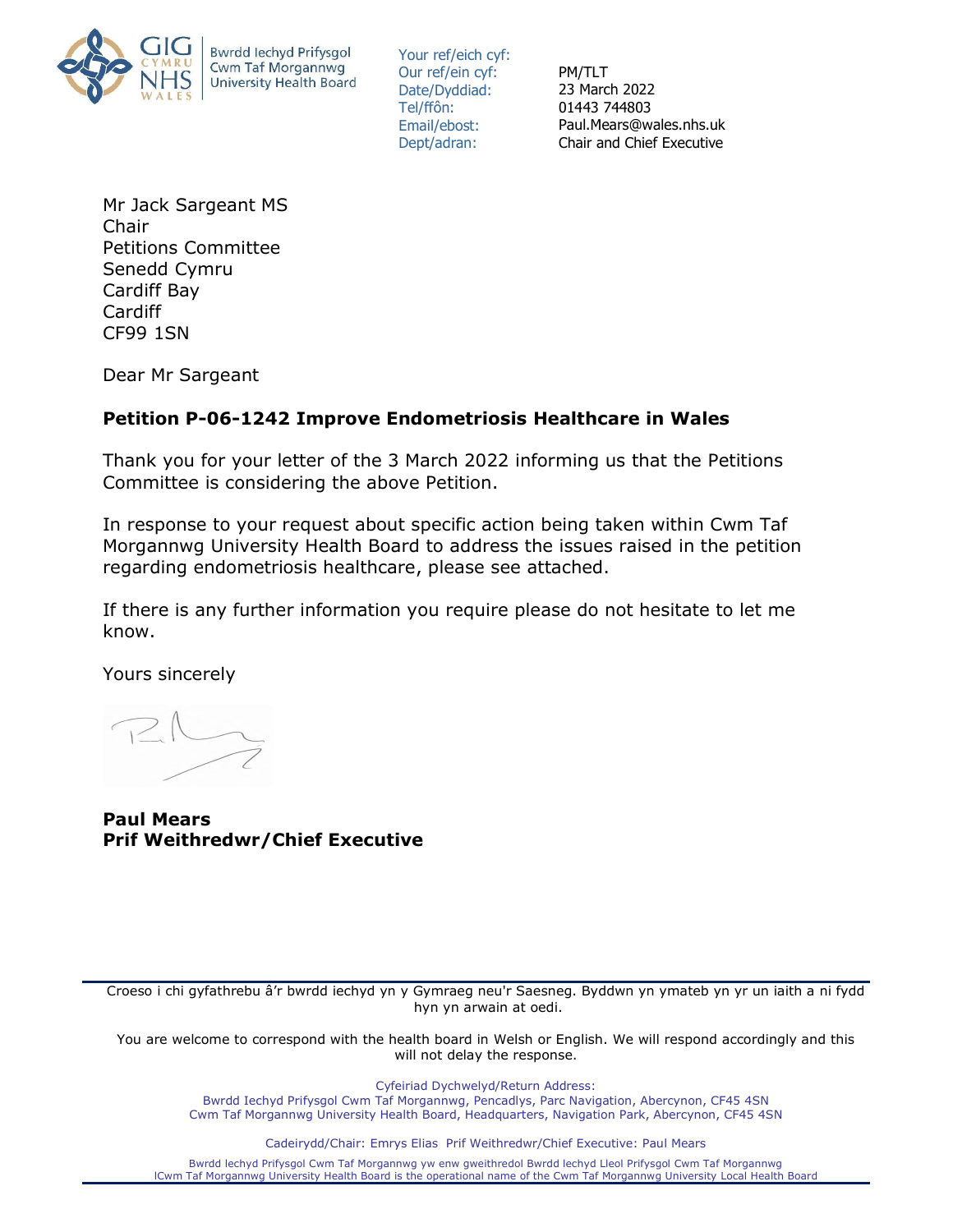Bwrdd Iechyd Prifysgol Cwm Taf Morgannwg University Health Board

| | |
|---|---|
| Your ref/eich cyf: | |
| Our ref/ein cyf: | PM/TLT |
| Date/Dyddiad: | 23 March 2022 |
| Tel/ffôn: | 01443 744803 |
| Email/ebost: | Paul.Mears@wales.nhs.uk |
| Dept/adran: | Chair and Chief Executive |

Mr Jack Sargeant MS
Chair
Petitions Committee
Senedd Cymru
Cardiff Bay
Cardiff
CF99 1SN

Dear Mr Sargeant

**Petition P-06-1242 Improve Endometriosis Healthcare in Wales**

Thank you for your letter of the 3 March 2022 informing us that the Petitions Committee is considering the above Petition.

In response to your request about specific action being taken within Cwm Taf Morgannwg University Health Board to address the issues raised in the petition regarding endometriosis healthcare, please see attached.

If there is any further information you require please do not hesitate to let me know.

Yours sincerely

**Paul Mears**
**Prif Weithredwr/Chief Executive**

Croeso i chi gyfathrebu â'r bwrdd iechyd yn y Gymraeg neu'r Saesneg. Byddwn yn ymateb yn yr un iaith a ni fydd hyn yn arwain at oedi.

You are welcome to correspond with the health board in Welsh or English. We will respond accordingly and this will not delay the response.

Cyfeiriad Dychwelyd/Return Address:
Bwrdd Iechyd Prifysgol Cwm Taf Morgannwg, Pencadlys, Parc Navigation, Abercynon, CF45 4SN
Cwm Taf Morgannwg University Health Board, Headquarters, Navigation Park, Abercynon, CF45 4SN

Cadeirydd/Chair: Emrys Elias Prif Weithredwr/Chief Executive: Paul Mears

Bwrdd Iechyd Prifysgol Cwm Taf Morgannwg yw enw gweithredol Bwrdd Iechyd Lleol Prifysgol Cwm Taf Morgannwg
lCwm Taf Morgannwg University Health Board is the operational name of the Cwm Taf Morgannwg University Local Health Board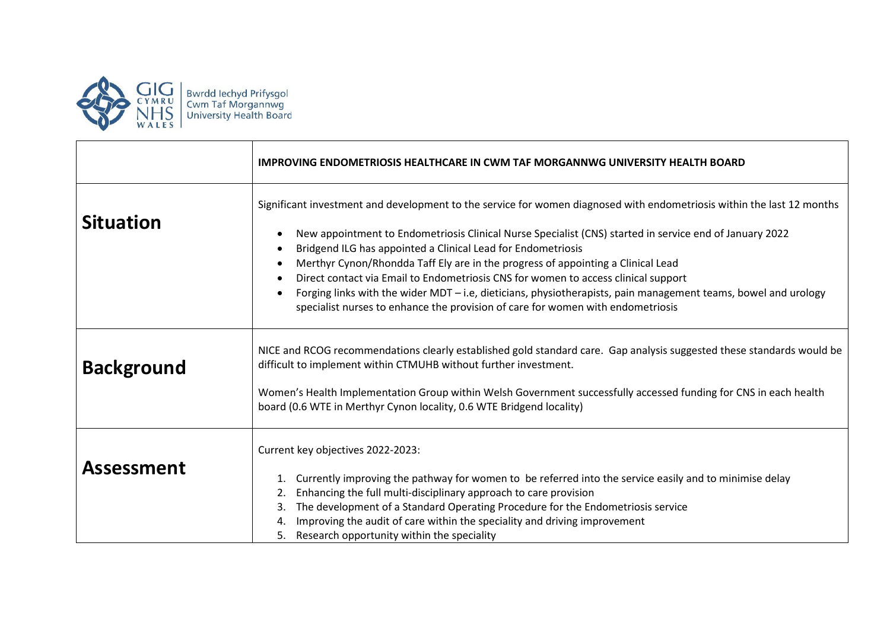Bwrdd Iechyd Prifysgol Cwm Taf Morgannwg University Health Board

| | IMPROVING ENDOMETRIOSIS HEALTHCARE IN CWM TAF MORGANNWG UNIVERSITY HEALTH BOARD |
|---|---|
| **Situation** | Significant investment and development to the service for women diagnosed with endometriosis within the last 12 months<br><br>• New appointment to Endometriosis Clinical Nurse Specialist (CNS) started in service end of January 2022<br>• Bridgend ILG has appointed a Clinical Lead for Endometriosis<br>• Merthyr Cynon/Rhondda Taff Ely are in the progress of appointing a Clinical Lead<br>• Direct contact via Email to Endometriosis CNS for women to access clinical support<br>• Forging links with the wider MDT – i.e, dieticians, physiotherapists, pain management teams, bowel and urology specialist nurses to enhance the provision of care for women with endometriosis |
| **Background** | NICE and RCOG recommendations clearly established gold standard care. Gap analysis suggested these standards would be difficult to implement within CTMUHB without further investment.<br><br>Women's Health Implementation Group within Welsh Government successfully accessed funding for CNS in each health board (0.6 WTE in Merthyr Cynon locality, 0.6 WTE Bridgend locality) |
| **Assessment** | Current key objectives 2022-2023:<br><br>1. Currently improving the pathway for women to be referred into the service easily and to minimise delay<br>2. Enhancing the full multi-disciplinary approach to care provision<br>3. The development of a Standard Operating Procedure for the Endometriosis service<br>4. Improving the audit of care within the speciality and driving improvement<br>5. Research opportunity within the speciality |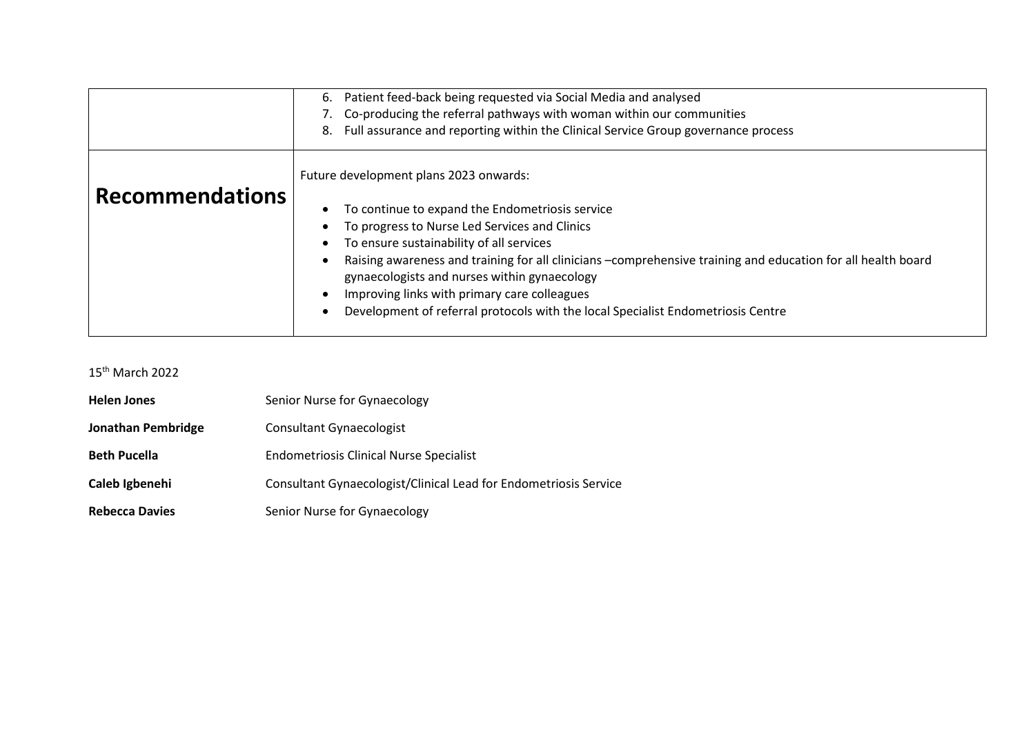| | |
|---|---|
| | 6. Patient feed-back being requested via Social Media and analysed<br>7. Co-producing the referral pathways with woman within our communities<br>8. Full assurance and reporting within the Clinical Service Group governance process |
| **Recommendations** | Future development plans 2023 onwards:<br><br>• To continue to expand the Endometriosis service<br>• To progress to Nurse Led Services and Clinics<br>• To ensure sustainability of all services<br>• Raising awareness and training for all clinicians –comprehensive training and education for all health board gynaecologists and nurses within gynaecology<br>• Improving links with primary care colleagues<br>• Development of referral protocols with the local Specialist Endometriosis Centre |

15th March 2022

**Helen Jones** Senior Nurse for Gynaecology

**Jonathan Pembridge** Consultant Gynaecologist

**Beth Pucella** Endometriosis Clinical Nurse Specialist

**Caleb Igbenehi** Consultant Gynaecologist/Clinical Lead for Endometriosis Service

**Rebecca Davies** Senior Nurse for Gynaecology